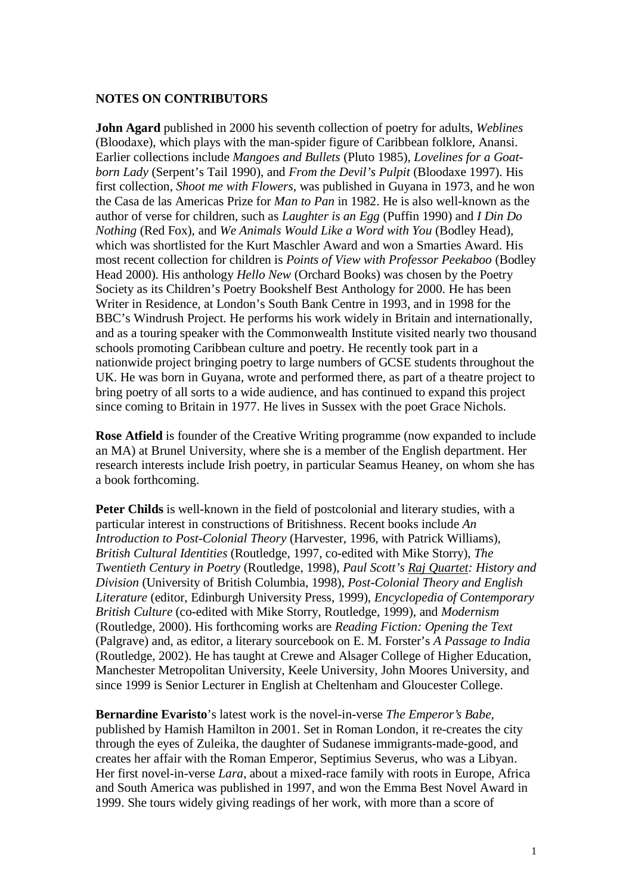**NOTES ON CONTRIBUTORS**

**John Agard** published in 2000 his seventh collection of poetry for adults, *Weblines* (Bloodaxe), which plays with the man-spider figure of Caribbean folklore, Anansi. Earlier collections include *Mangoes and Bullets* (Pluto 1985), *Lovelines for a Goat-born Lady* (Serpent's Tail 1990), and *From the Devil's Pulpit* (Bloodaxe 1997). His first collection, *Shoot me with Flowers*, was published in Guyana in 1973, and he won the Casa de las Americas Prize for *Man to Pan* in 1982. He is also well-known as the author of verse for children, such as *Laughter is an Egg* (Puffin 1990) and *I Din Do Nothing* (Red Fox), and *We Animals Would Like a Word with You* (Bodley Head), which was shortlisted for the Kurt Maschler Award and won a Smarties Award. His most recent collection for children is *Points of View with Professor Peekaboo* (Bodley Head 2000). His anthology *Hello New* (Orchard Books) was chosen by the Poetry Society as its Children's Poetry Bookshelf Best Anthology for 2000. He has been Writer in Residence, at London's South Bank Centre in 1993, and in 1998 for the BBC's Windrush Project. He performs his work widely in Britain and internationally, and as a touring speaker with the Commonwealth Institute visited nearly two thousand schools promoting Caribbean culture and poetry. He recently took part in a nationwide project bringing poetry to large numbers of GCSE students throughout the UK. He was born in Guyana, wrote and performed there, as part of a theatre project to bring poetry of all sorts to a wide audience, and has continued to expand this project since coming to Britain in 1977. He lives in Sussex with the poet Grace Nichols.

**Rose Atfield** is founder of the Creative Writing programme (now expanded to include an MA) at Brunel University, where she is a member of the English department. Her research interests include Irish poetry, in particular Seamus Heaney, on whom she has a book forthcoming.

**Peter Childs** is well-known in the field of postcolonial and literary studies, with a particular interest in constructions of Britishness. Recent books include *An Introduction to Post-Colonial Theory* (Harvester, 1996, with Patrick Williams), *British Cultural Identities* (Routledge, 1997, co-edited with Mike Storry), *The Twentieth Century in Poetry* (Routledge, 1998), *Paul Scott's Raj Quartet: History and Division* (University of British Columbia, 1998), *Post-Colonial Theory and English Literature* (editor, Edinburgh University Press, 1999), *Encyclopedia of Contemporary British Culture* (co-edited with Mike Storry, Routledge, 1999), and *Modernism* (Routledge, 2000). His forthcoming works are *Reading Fiction: Opening the Text* (Palgrave) and, as editor, a literary sourcebook on E. M. Forster's *A Passage to India* (Routledge, 2002). He has taught at Crewe and Alsager College of Higher Education, Manchester Metropolitan University, Keele University, John Moores University, and since 1999 is Senior Lecturer in English at Cheltenham and Gloucester College.

**Bernardine Evaristo**'s latest work is the novel-in-verse *The Emperor's Babe*, published by Hamish Hamilton in 2001. Set in Roman London, it re-creates the city through the eyes of Zuleika, the daughter of Sudanese immigrants-made-good, and creates her affair with the Roman Emperor, Septimius Severus, who was a Libyan. Her first novel-in-verse *Lara*, about a mixed-race family with roots in Europe, Africa and South America was published in 1997, and won the Emma Best Novel Award in 1999. She tours widely giving readings of her work, with more than a score of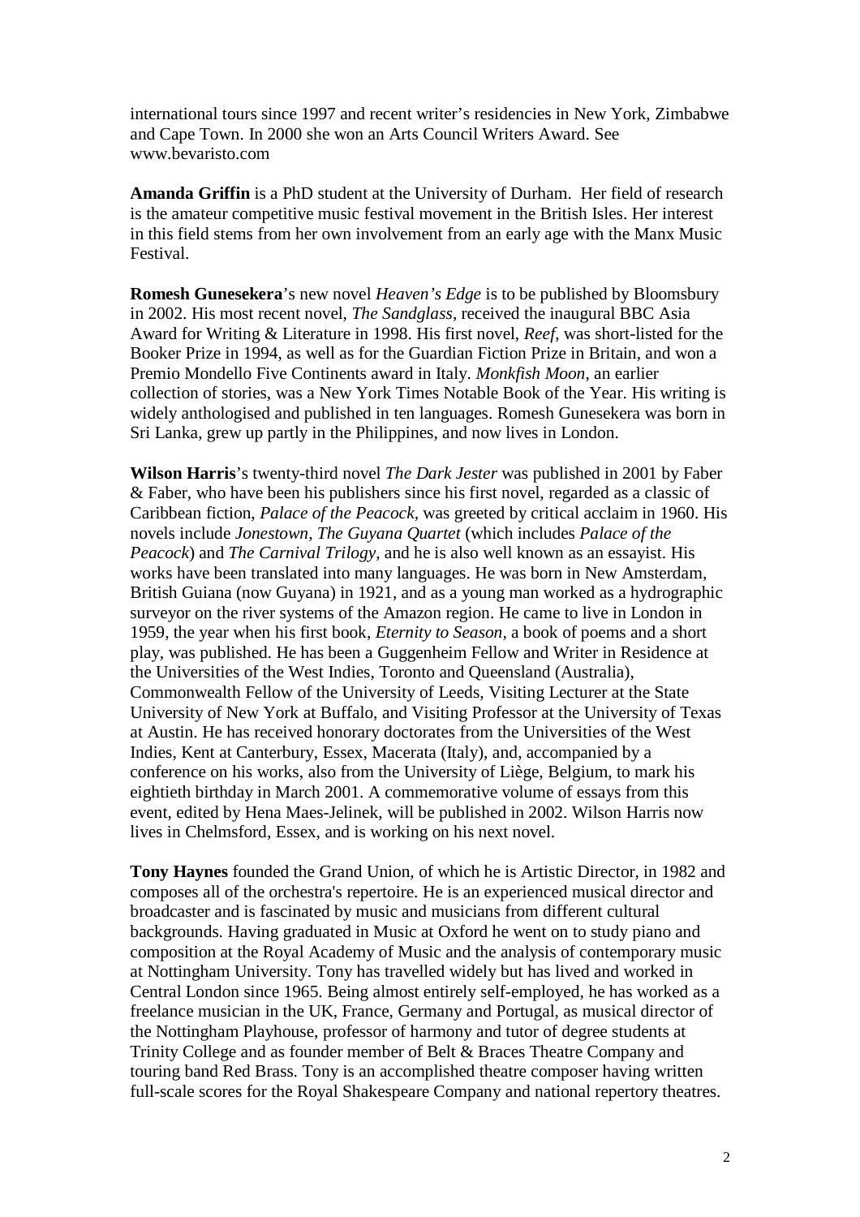international tours since 1997 and recent writer's residencies in New York, Zimbabwe and Cape Town. In 2000 she won an Arts Council Writers Award. See www.bevaristo.com

**Amanda Griffin** is a PhD student at the University of Durham. Her field of research is the amateur competitive music festival movement in the British Isles. Her interest in this field stems from her own involvement from an early age with the Manx Music Festival.

**Romesh Gunesekera**'s new novel *Heaven's Edge* is to be published by Bloomsbury in 2002. His most recent novel, *The Sandglass*, received the inaugural BBC Asia Award for Writing & Literature in 1998. His first novel, *Reef*, was short-listed for the Booker Prize in 1994, as well as for the Guardian Fiction Prize in Britain, and won a Premio Mondello Five Continents award in Italy. *Monkfish Moon*, an earlier collection of stories, was a New York Times Notable Book of the Year. His writing is widely anthologised and published in ten languages. Romesh Gunesekera was born in Sri Lanka, grew up partly in the Philippines, and now lives in London.

**Wilson Harris**'s twenty-third novel *The Dark Jester* was published in 2001 by Faber & Faber, who have been his publishers since his first novel, regarded as a classic of Caribbean fiction, *Palace of the Peacock*, was greeted by critical acclaim in 1960. His novels include *Jonestown, The Guyana Quartet* (which includes *Palace of the Peacock*) and *The Carnival Trilogy,* and he is also well known as an essayist. His works have been translated into many languages. He was born in New Amsterdam, British Guiana (now Guyana) in 1921, and as a young man worked as a hydrographic surveyor on the river systems of the Amazon region. He came to live in London in 1959, the year when his first book, *Eternity to Season*, a book of poems and a short play, was published. He has been a Guggenheim Fellow and Writer in Residence at the Universities of the West Indies, Toronto and Queensland (Australia), Commonwealth Fellow of the University of Leeds, Visiting Lecturer at the State University of New York at Buffalo, and Visiting Professor at the University of Texas at Austin. He has received honorary doctorates from the Universities of the West Indies, Kent at Canterbury, Essex, Macerata (Italy), and, accompanied by a conference on his works, also from the University of Liège, Belgium, to mark his eightieth birthday in March 2001. A commemorative volume of essays from this event, edited by Hena Maes-Jelinek, will be published in 2002. Wilson Harris now lives in Chelmsford, Essex, and is working on his next novel.

**Tony Haynes** founded the Grand Union, of which he is Artistic Director, in 1982 and composes all of the orchestra's repertoire. He is an experienced musical director and broadcaster and is fascinated by music and musicians from different cultural backgrounds. Having graduated in Music at Oxford he went on to study piano and composition at the Royal Academy of Music and the analysis of contemporary music at Nottingham University. Tony has travelled widely but has lived and worked in Central London since 1965. Being almost entirely self-employed, he has worked as a freelance musician in the UK, France, Germany and Portugal, as musical director of the Nottingham Playhouse, professor of harmony and tutor of degree students at Trinity College and as founder member of Belt & Braces Theatre Company and touring band Red Brass. Tony is an accomplished theatre composer having written full-scale scores for the Royal Shakespeare Company and national repertory theatres.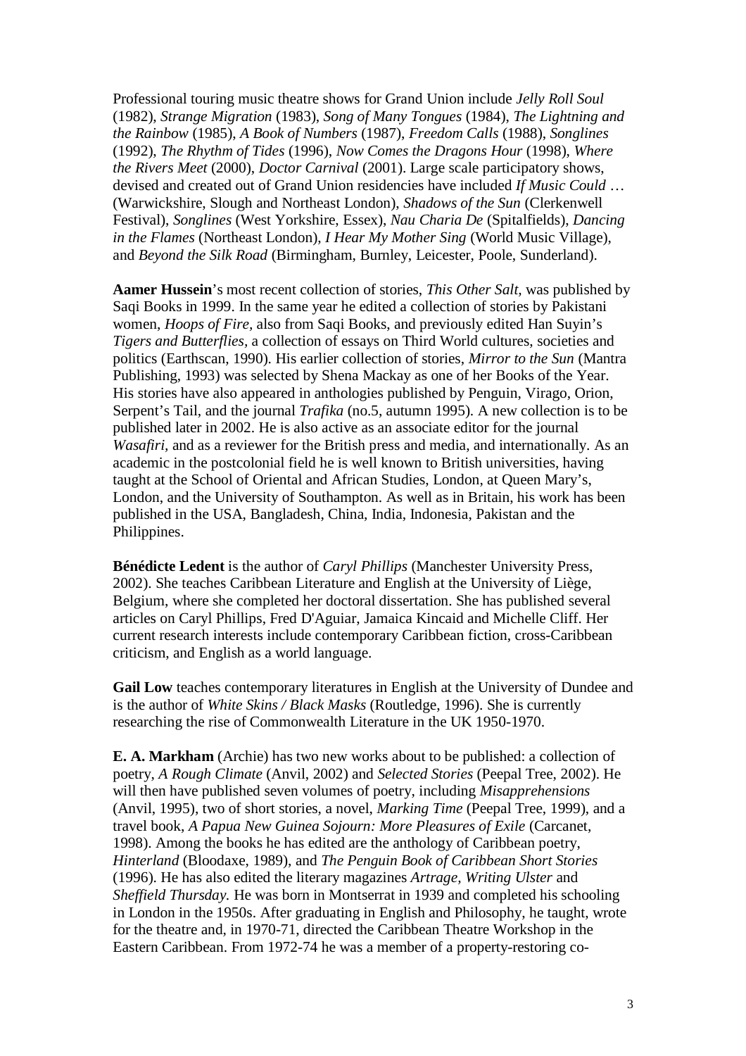Professional touring music theatre shows for Grand Union include *Jelly Roll Soul* (1982), *Strange Migration* (1983), *Song of Many Tongues* (1984), *The Lightning and the Rainbow* (1985), *A Book of Numbers* (1987), *Freedom Calls* (1988), *Songlines* (1992), *The Rhythm of Tides* (1996), *Now Comes the Dragons Hour* (1998), *Where the Rivers Meet* (2000), *Doctor Carnival* (2001). Large scale participatory shows, devised and created out of Grand Union residencies have included *If Music Could …* (Warwickshire, Slough and Northeast London), *Shadows of the Sun* (Clerkenwell Festival), *Songlines* (West Yorkshire, Essex), *Nau Charia De* (Spitalfields), *Dancing in the Flames* (Northeast London), *I Hear My Mother Sing* (World Music Village), and *Beyond the Silk Road* (Birmingham, Burnley, Leicester, Poole, Sunderland).

**Aamer Hussein**'s most recent collection of stories, *This Other Salt*, was published by Saqi Books in 1999. In the same year he edited a collection of stories by Pakistani women, *Hoops of Fire*, also from Saqi Books, and previously edited Han Suyin's *Tigers and Butterflies*, a collection of essays on Third World cultures, societies and politics (Earthscan, 1990). His earlier collection of stories, *Mirror to the Sun* (Mantra Publishing, 1993) was selected by Shena Mackay as one of her Books of the Year. His stories have also appeared in anthologies published by Penguin, Virago, Orion, Serpent's Tail, and the journal *Trafika* (no.5, autumn 1995). A new collection is to be published later in 2002. He is also active as an associate editor for the journal *Wasafiri*, and as a reviewer for the British press and media, and internationally. As an academic in the postcolonial field he is well known to British universities, having taught at the School of Oriental and African Studies, London, at Queen Mary's, London, and the University of Southampton. As well as in Britain, his work has been published in the USA, Bangladesh, China, India, Indonesia, Pakistan and the Philippines.

**Bénédicte Ledent** is the author of *Caryl Phillips* (Manchester University Press, 2002). She teaches Caribbean Literature and English at the University of Liège, Belgium, where she completed her doctoral dissertation. She has published several articles on Caryl Phillips, Fred D'Aguiar, Jamaica Kincaid and Michelle Cliff. Her current research interests include contemporary Caribbean fiction, cross-Caribbean criticism, and English as a world language.

**Gail Low** teaches contemporary literatures in English at the University of Dundee and is the author of *White Skins / Black Masks* (Routledge, 1996). She is currently researching the rise of Commonwealth Literature in the UK 1950-1970.

**E. A. Markham** (Archie) has two new works about to be published: a collection of poetry, *A Rough Climate* (Anvil, 2002) and *Selected Stories* (Peepal Tree, 2002). He will then have published seven volumes of poetry, including *Misapprehensions* (Anvil, 1995), two of short stories, a novel, *Marking Time* (Peepal Tree, 1999), and a travel book, *A Papua New Guinea Sojourn: More Pleasures of Exile* (Carcanet, 1998). Among the books he has edited are the anthology of Caribbean poetry, *Hinterland* (Bloodaxe, 1989), and *The Penguin Book of Caribbean Short Stories* (1996). He has also edited the literary magazines *Artrage*, *Writing Ulster* and *Sheffield Thursday.* He was born in Montserrat in 1939 and completed his schooling in London in the 1950s. After graduating in English and Philosophy, he taught, wrote for the theatre and, in 1970-71, directed the Caribbean Theatre Workshop in the Eastern Caribbean. From 1972-74 he was a member of a property-restoring co-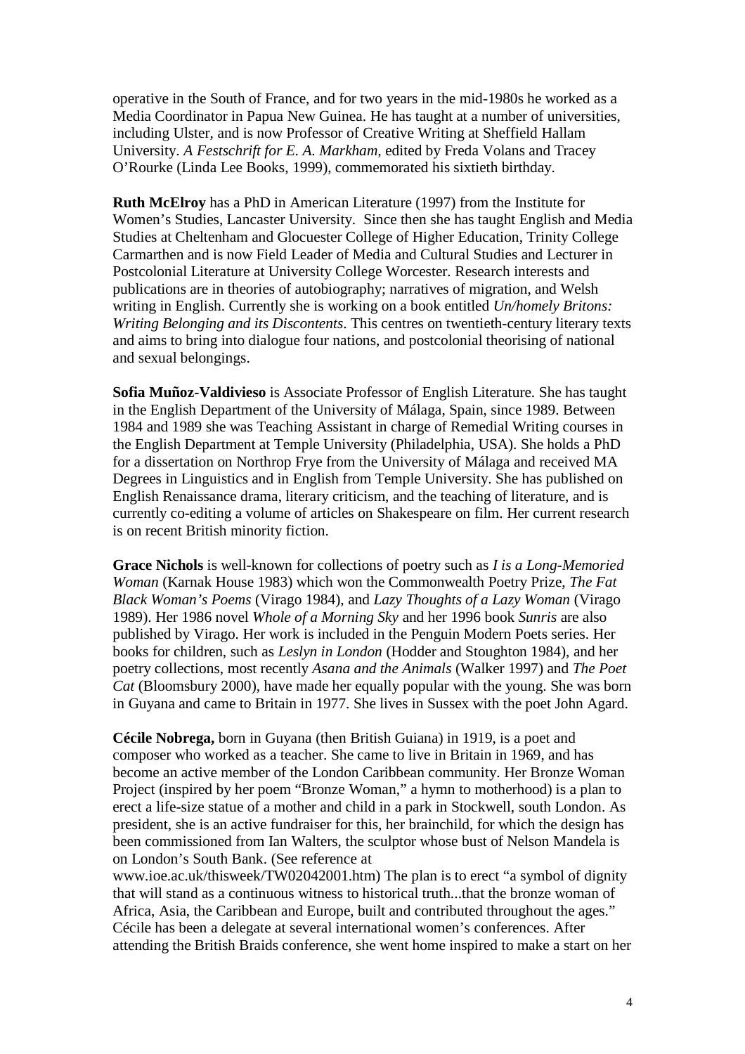operative in the South of France, and for two years in the mid-1980s he worked as a Media Coordinator in Papua New Guinea. He has taught at a number of universities, including Ulster, and is now Professor of Creative Writing at Sheffield Hallam University. *A Festschrift for E. A. Markham,* edited by Freda Volans and Tracey O'Rourke (Linda Lee Books, 1999), commemorated his sixtieth birthday.

**Ruth McElroy** has a PhD in American Literature (1997) from the Institute for Women's Studies, Lancaster University. Since then she has taught English and Media Studies at Cheltenham and Glocuester College of Higher Education, Trinity College Carmarthen and is now Field Leader of Media and Cultural Studies and Lecturer in Postcolonial Literature at University College Worcester. Research interests and publications are in theories of autobiography; narratives of migration, and Welsh writing in English. Currently she is working on a book entitled *Un/homely Britons: Writing Belonging and its Discontents*. This centres on twentieth-century literary texts and aims to bring into dialogue four nations, and postcolonial theorising of national and sexual belongings.

**Sofia Muñoz-Valdivieso** is Associate Professor of English Literature. She has taught in the English Department of the University of Málaga, Spain, since 1989. Between 1984 and 1989 she was Teaching Assistant in charge of Remedial Writing courses in the English Department at Temple University (Philadelphia, USA). She holds a PhD for a dissertation on Northrop Frye from the University of Málaga and received MA Degrees in Linguistics and in English from Temple University. She has published on English Renaissance drama, literary criticism, and the teaching of literature, and is currently co-editing a volume of articles on Shakespeare on film. Her current research is on recent British minority fiction.

**Grace Nichols** is well-known for collections of poetry such as *I is a Long-Memoried Woman* (Karnak House 1983) which won the Commonwealth Poetry Prize, *The Fat Black Woman's Poems* (Virago 1984), and *Lazy Thoughts of a Lazy Woman* (Virago 1989). Her 1986 novel *Whole of a Morning Sky* and her 1996 book *Sunris* are also published by Virago. Her work is included in the Penguin Modern Poets series. Her books for children, such as *Leslyn in London* (Hodder and Stoughton 1984), and her poetry collections, most recently *Asana and the Animals* (Walker 1997) and *The Poet Cat* (Bloomsbury 2000), have made her equally popular with the young. She was born in Guyana and came to Britain in 1977. She lives in Sussex with the poet John Agard.

**Cécile Nobrega,** born in Guyana (then British Guiana) in 1919, is a poet and composer who worked as a teacher. She came to live in Britain in 1969, and has become an active member of the London Caribbean community. Her Bronze Woman Project (inspired by her poem "Bronze Woman," a hymn to motherhood) is a plan to erect a life-size statue of a mother and child in a park in Stockwell, south London. As president, she is an active fundraiser for this, her brainchild, for which the design has been commissioned from Ian Walters, the sculptor whose bust of Nelson Mandela is on London's South Bank. (See reference at www.ioe.ac.uk/thisweek/TW02042001.htm) The plan is to erect "a symbol of dignity that will stand as a continuous witness to historical truth...that the bronze woman of Africa, Asia, the Caribbean and Europe, built and contributed throughout the ages." Cécile has been a delegate at several international women's conferences. After attending the British Braids conference, she went home inspired to make a start on her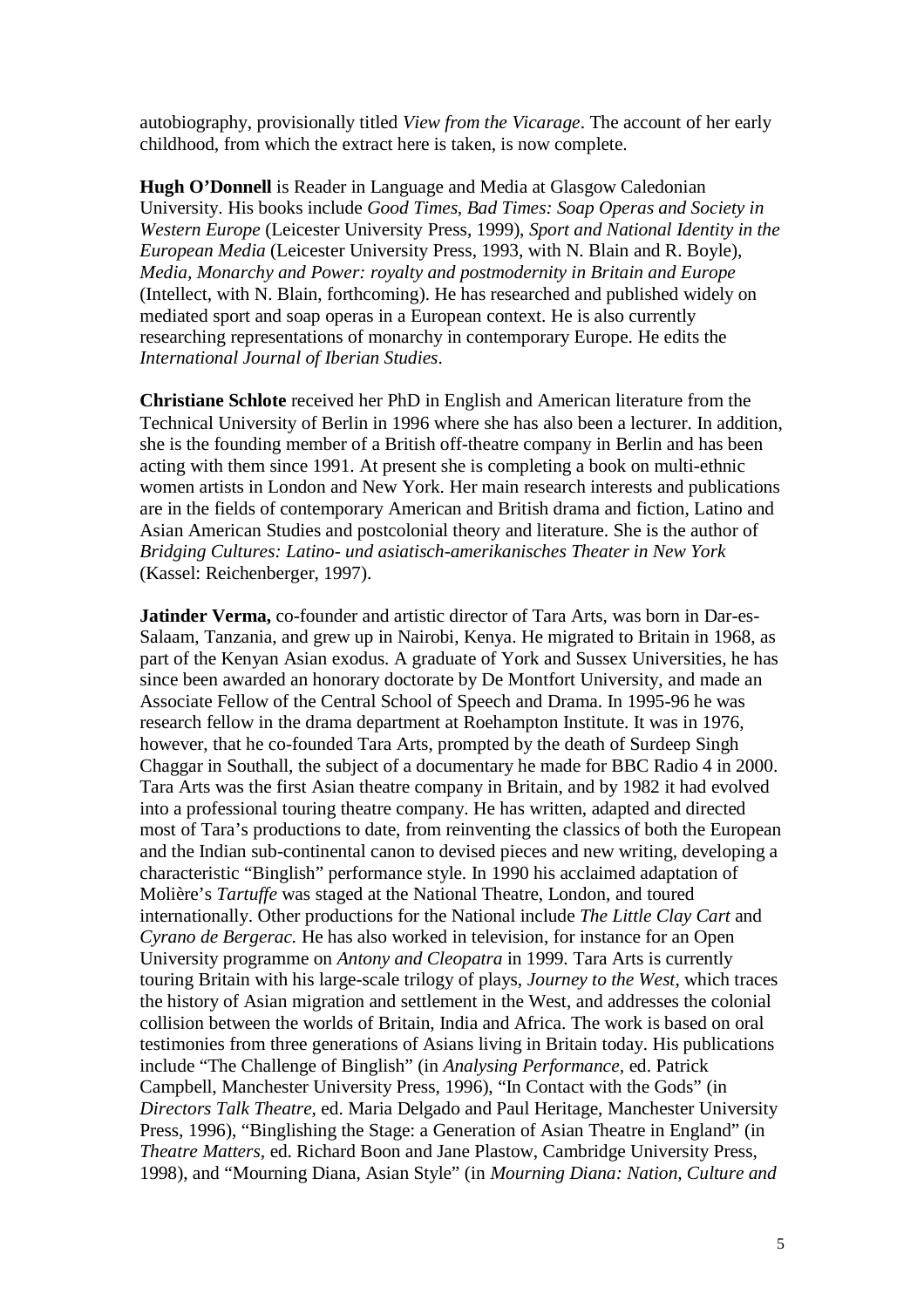autobiography, provisionally titled *View from the Vicarage*. The account of her early childhood, from which the extract here is taken, is now complete.

**Hugh O'Donnell** is Reader in Language and Media at Glasgow Caledonian University. His books include *Good Times, Bad Times: Soap Operas and Society in Western Europe* (Leicester University Press, 1999), *Sport and National Identity in the European Media* (Leicester University Press, 1993, with N. Blain and R. Boyle), *Media, Monarchy and Power: royalty and postmodernity in Britain and Europe* (Intellect, with N. Blain, forthcoming). He has researched and published widely on mediated sport and soap operas in a European context. He is also currently researching representations of monarchy in contemporary Europe. He edits the *International Journal of Iberian Studies*.

**Christiane Schlote** received her PhD in English and American literature from the Technical University of Berlin in 1996 where she has also been a lecturer. In addition, she is the founding member of a British off-theatre company in Berlin and has been acting with them since 1991. At present she is completing a book on multi-ethnic women artists in London and New York. Her main research interests and publications are in the fields of contemporary American and British drama and fiction, Latino and Asian American Studies and postcolonial theory and literature. She is the author of *Bridging Cultures: Latino- und asiatisch-amerikanisches Theater in New York* (Kassel: Reichenberger, 1997).

**Jatinder Verma,** co-founder and artistic director of Tara Arts, was born in Dar-es-Salaam, Tanzania, and grew up in Nairobi, Kenya. He migrated to Britain in 1968, as part of the Kenyan Asian exodus. A graduate of York and Sussex Universities, he has since been awarded an honorary doctorate by De Montfort University, and made an Associate Fellow of the Central School of Speech and Drama. In 1995-96 he was research fellow in the drama department at Roehampton Institute. It was in 1976, however, that he co-founded Tara Arts, prompted by the death of Surdeep Singh Chaggar in Southall, the subject of a documentary he made for BBC Radio 4 in 2000. Tara Arts was the first Asian theatre company in Britain, and by 1982 it had evolved into a professional touring theatre company. He has written, adapted and directed most of Tara's productions to date, from reinventing the classics of both the European and the Indian sub-continental canon to devised pieces and new writing, developing a characteristic "Binglish" performance style. In 1990 his acclaimed adaptation of Molière's *Tartuffe* was staged at the National Theatre, London, and toured internationally. Other productions for the National include *The Little Clay Cart* and *Cyrano de Bergerac.* He has also worked in television, for instance for an Open University programme on *Antony and Cleopatra* in 1999. Tara Arts is currently touring Britain with his large-scale trilogy of plays, *Journey to the West*, which traces the history of Asian migration and settlement in the West, and addresses the colonial collision between the worlds of Britain, India and Africa. The work is based on oral testimonies from three generations of Asians living in Britain today. His publications include "The Challenge of Binglish" (in *Analysing Performance*, ed. Patrick Campbell, Manchester University Press, 1996), "In Contact with the Gods" (in *Directors Talk Theatre,* ed. Maria Delgado and Paul Heritage, Manchester University Press, 1996), "Binglishing the Stage: a Generation of Asian Theatre in England" (in *Theatre Matters*, ed. Richard Boon and Jane Plastow, Cambridge University Press, 1998), and "Mourning Diana, Asian Style" (in *Mourning Diana: Nation, Culture and*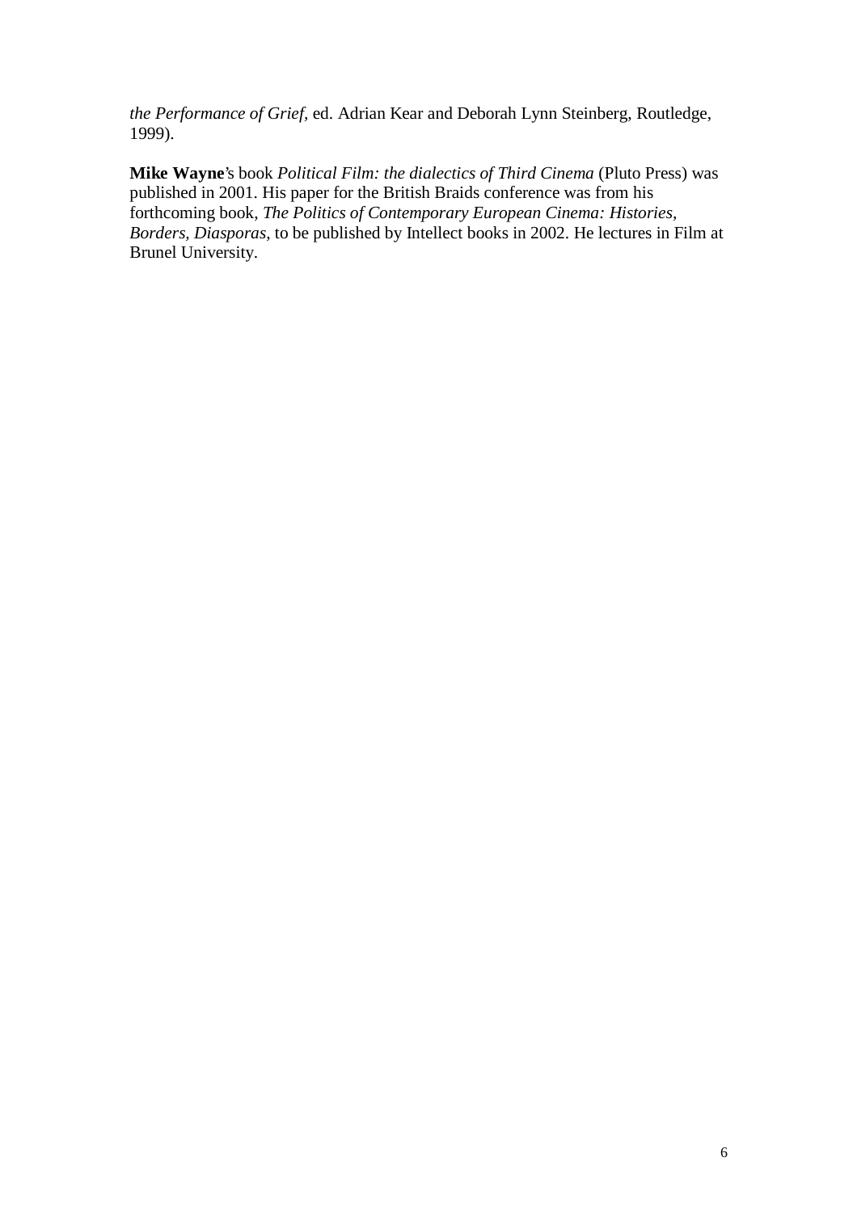*the Performance of Grief*, ed. Adrian Kear and Deborah Lynn Steinberg, Routledge, 1999).

**Mike Wayne**'s book *Political Film: the dialectics of Third Cinema* (Pluto Press) was published in 2001. His paper for the British Braids conference was from his forthcoming book, *The Politics of Contemporary European Cinema: Histories, Borders, Diasporas*, to be published by Intellect books in 2002. He lectures in Film at Brunel University.